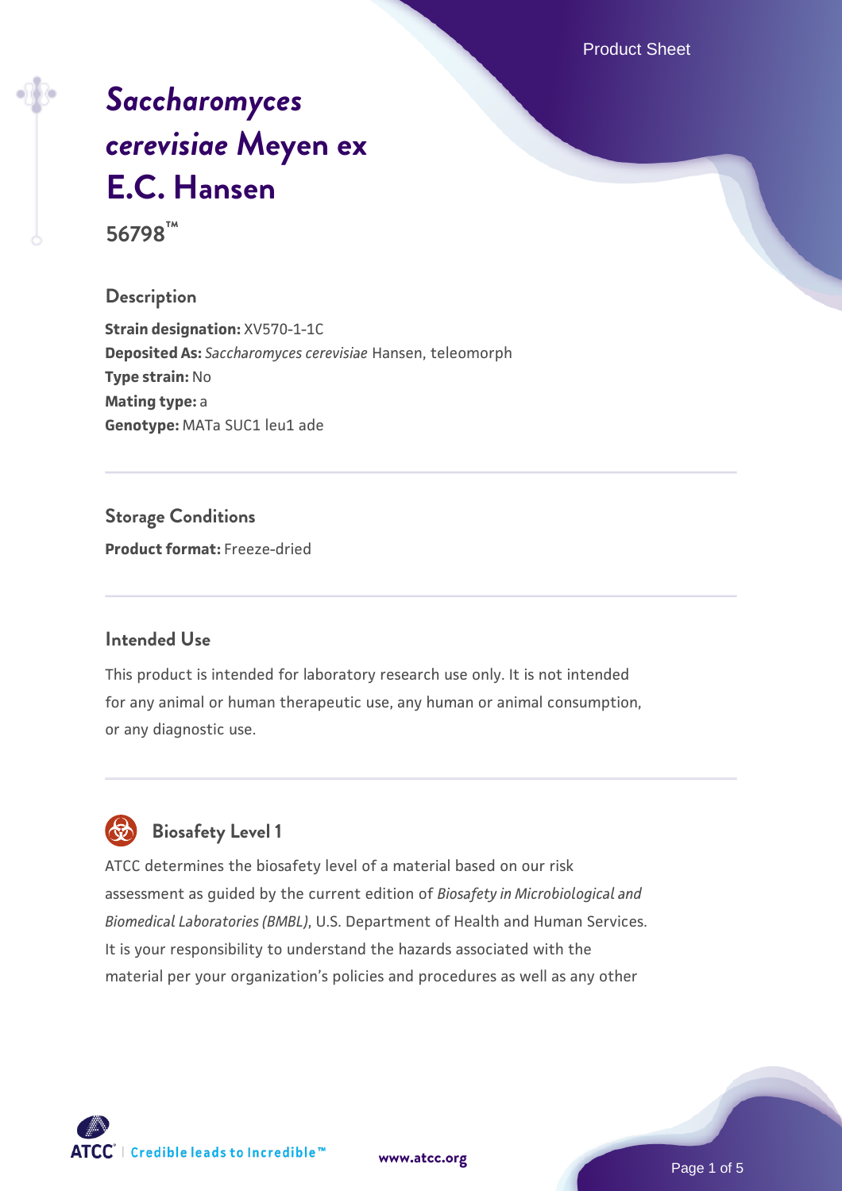# *Saccharomyces cerevisiae* Meyen ex E.C. Hansen

**56798™**

## Description

**Strain designation:** XV570-1-1C
**Deposited As:** *Saccharomyces cerevisiae* Hansen, teleomorph
**Type strain:** No
**Mating type:** a
**Genotype:** MATa SUC1 leu1 ade

## Storage Conditions

**Product format:** Freeze-dried

## Intended Use

This product is intended for laboratory research use only. It is not intended for any animal or human therapeutic use, any human or animal consumption, or any diagnostic use.

## Biosafety Level 1

ATCC determines the biosafety level of a material based on our risk assessment as guided by the current edition of *Biosafety in Microbiological and Biomedical Laboratories (BMBL)*, U.S. Department of Health and Human Services. It is your responsibility to understand the hazards associated with the material per your organization's policies and procedures as well as any other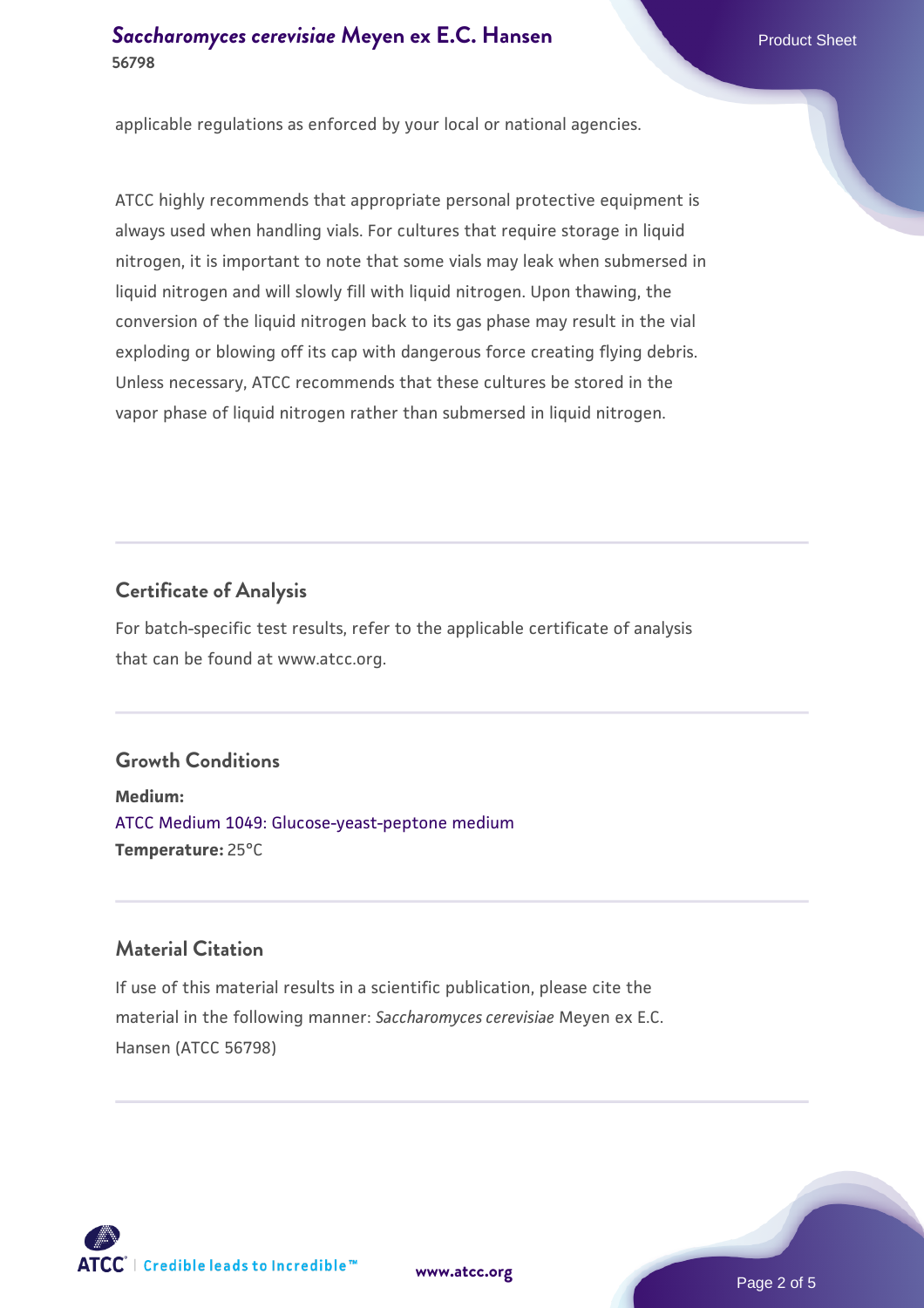applicable regulations as enforced by your local or national agencies.

ATCC highly recommends that appropriate personal protective equipment is always used when handling vials. For cultures that require storage in liquid nitrogen, it is important to note that some vials may leak when submersed in liquid nitrogen and will slowly fill with liquid nitrogen. Upon thawing, the conversion of the liquid nitrogen back to its gas phase may result in the vial exploding or blowing off its cap with dangerous force creating flying debris. Unless necessary, ATCC recommends that these cultures be stored in the vapor phase of liquid nitrogen rather than submersed in liquid nitrogen.

## Certificate of Analysis

For batch-specific test results, refer to the applicable certificate of analysis that can be found at www.atcc.org.

## Growth Conditions

**Medium:**
ATCC Medium 1049: Glucose-yeast-peptone medium
**Temperature:** 25°C

## Material Citation

If use of this material results in a scientific publication, please cite the material in the following manner: *Saccharomyces cerevisiae* Meyen ex E.C. Hansen (ATCC 56798)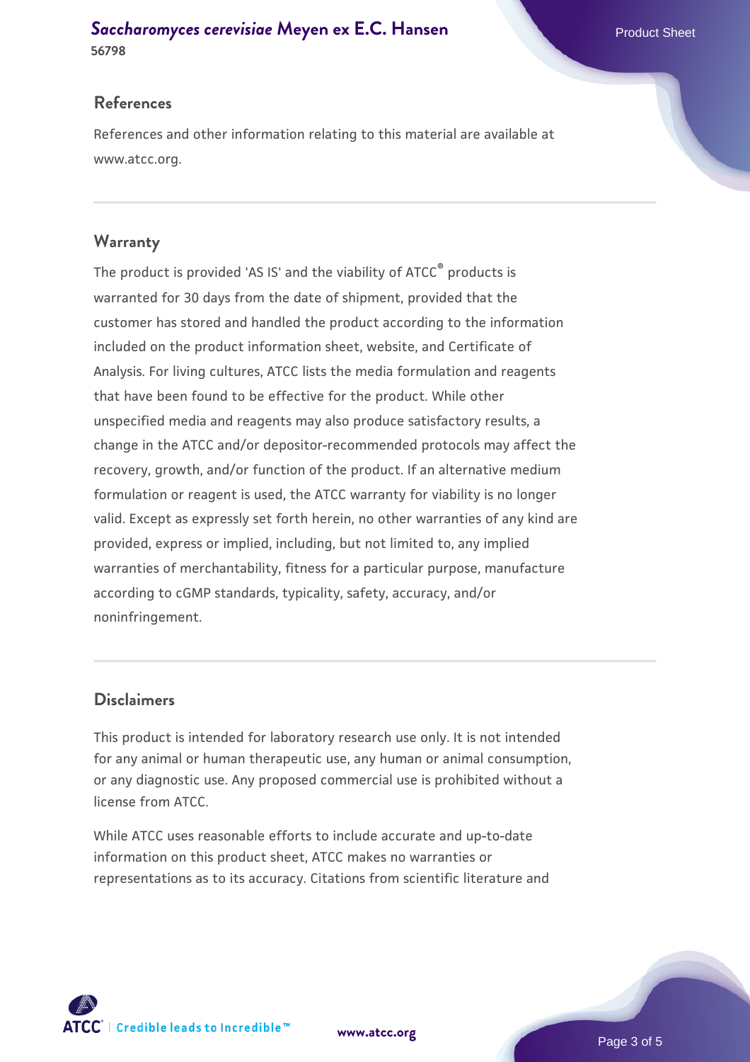## References

References and other information relating to this material are available at www.atcc.org.

## Warranty

The product is provided 'AS IS' and the viability of ATCC® products is warranted for 30 days from the date of shipment, provided that the customer has stored and handled the product according to the information included on the product information sheet, website, and Certificate of Analysis. For living cultures, ATCC lists the media formulation and reagents that have been found to be effective for the product. While other unspecified media and reagents may also produce satisfactory results, a change in the ATCC and/or depositor-recommended protocols may affect the recovery, growth, and/or function of the product. If an alternative medium formulation or reagent is used, the ATCC warranty for viability is no longer valid. Except as expressly set forth herein, no other warranties of any kind are provided, express or implied, including, but not limited to, any implied warranties of merchantability, fitness for a particular purpose, manufacture according to cGMP standards, typicality, safety, accuracy, and/or noninfringement.

## Disclaimers

This product is intended for laboratory research use only. It is not intended for any animal or human therapeutic use, any human or animal consumption, or any diagnostic use. Any proposed commercial use is prohibited without a license from ATCC.

While ATCC uses reasonable efforts to include accurate and up-to-date information on this product sheet, ATCC makes no warranties or representations as to its accuracy. Citations from scientific literature and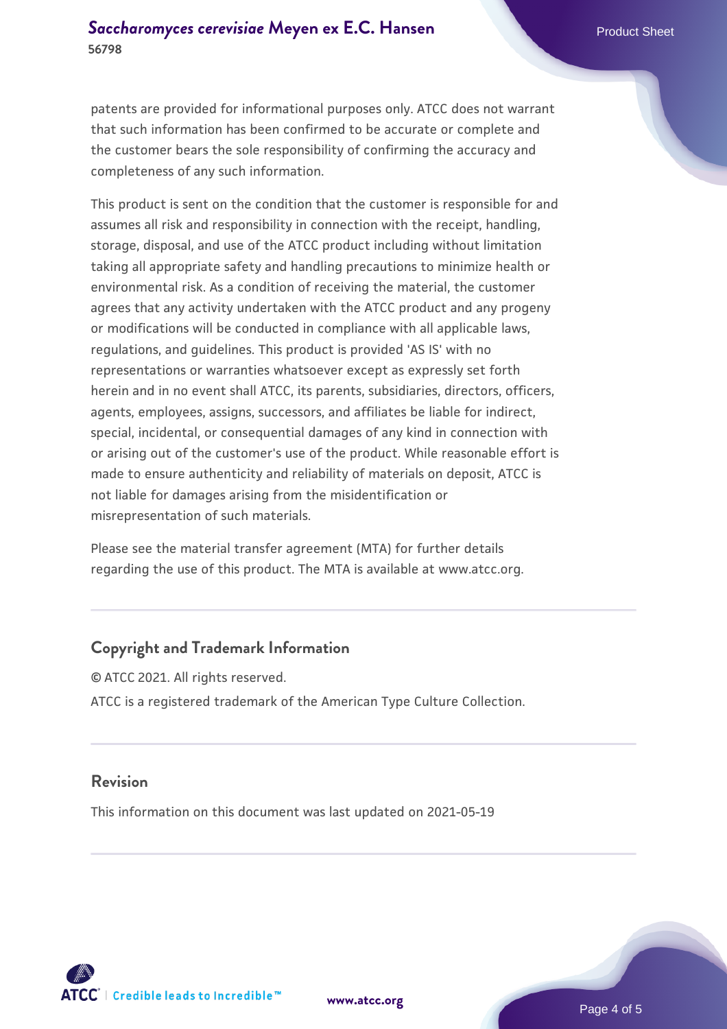patents are provided for informational purposes only. ATCC does not warrant that such information has been confirmed to be accurate or complete and the customer bears the sole responsibility of confirming the accuracy and completeness of any such information.

This product is sent on the condition that the customer is responsible for and assumes all risk and responsibility in connection with the receipt, handling, storage, disposal, and use of the ATCC product including without limitation taking all appropriate safety and handling precautions to minimize health or environmental risk. As a condition of receiving the material, the customer agrees that any activity undertaken with the ATCC product and any progeny or modifications will be conducted in compliance with all applicable laws, regulations, and guidelines. This product is provided 'AS IS' with no representations or warranties whatsoever except as expressly set forth herein and in no event shall ATCC, its parents, subsidiaries, directors, officers, agents, employees, assigns, successors, and affiliates be liable for indirect, special, incidental, or consequential damages of any kind in connection with or arising out of the customer's use of the product. While reasonable effort is made to ensure authenticity and reliability of materials on deposit, ATCC is not liable for damages arising from the misidentification or misrepresentation of such materials.

Please see the material transfer agreement (MTA) for further details regarding the use of this product. The MTA is available at www.atcc.org.

## Copyright and Trademark Information

© ATCC 2021. All rights reserved.

ATCC is a registered trademark of the American Type Culture Collection.

## Revision

This information on this document was last updated on 2021-05-19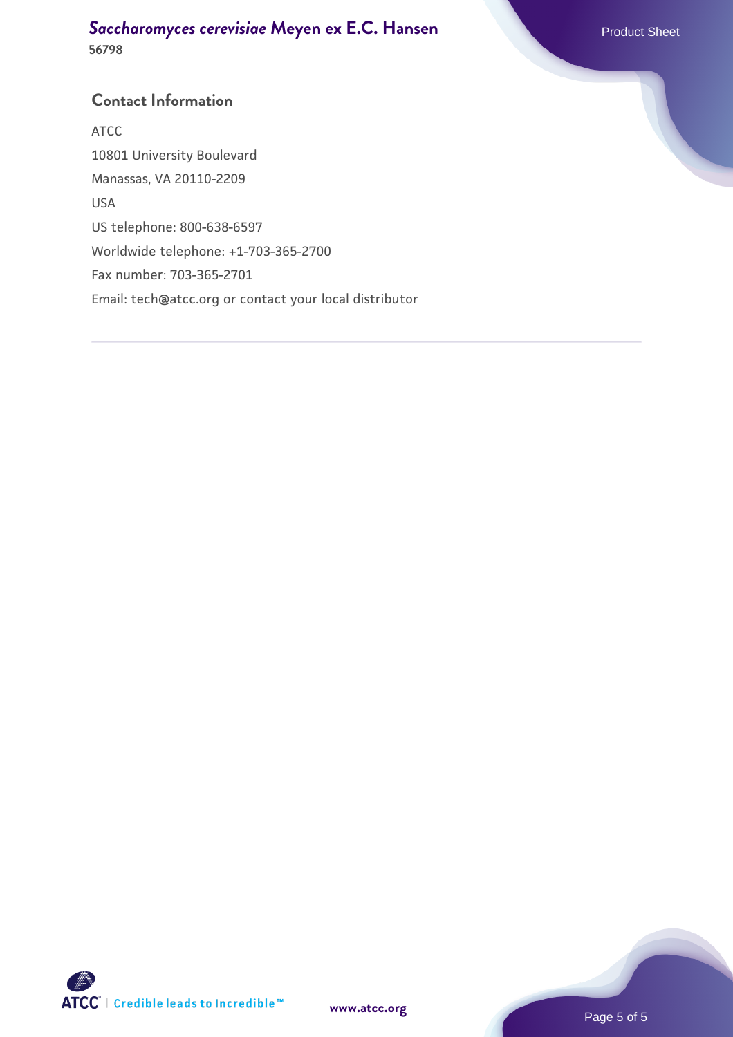## Contact Information

ATCC
10801 University Boulevard
Manassas, VA 20110-2209
USA
US telephone: 800-638-6597
Worldwide telephone: +1-703-365-2700
Fax number: 703-365-2701
Email: tech@atcc.org or contact your local distributor